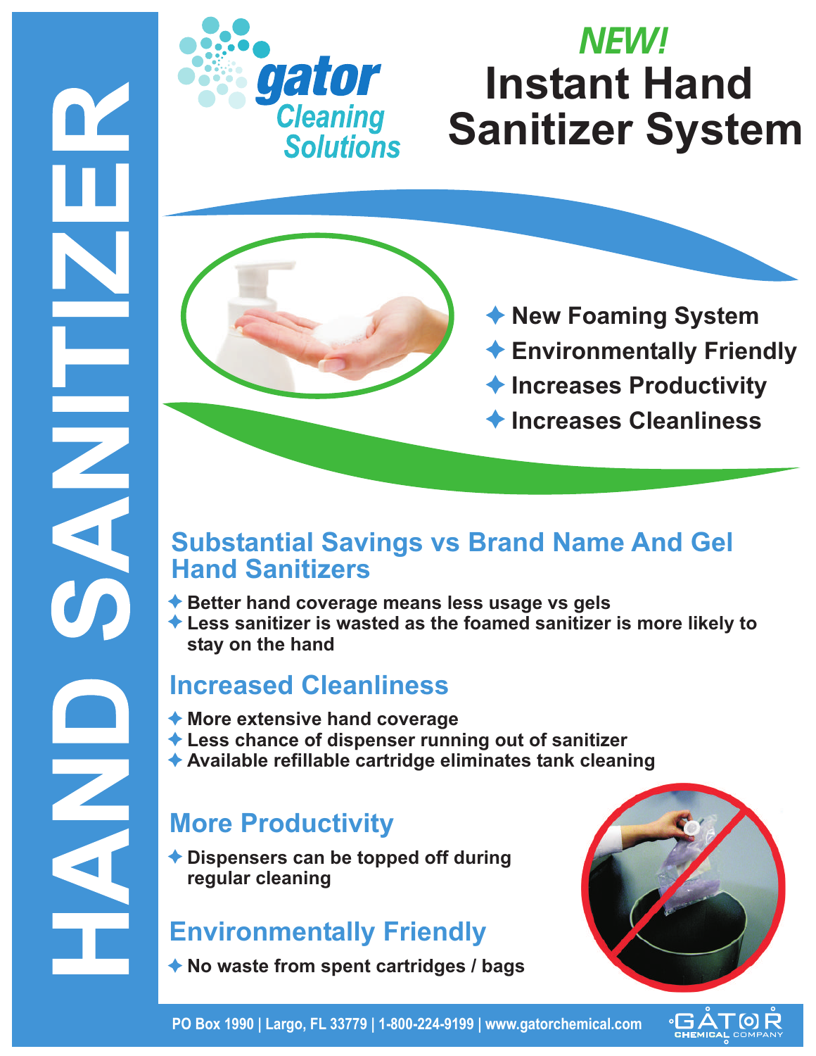# HAND SANITIZER

gator Cleaning Solutions

***NEW!***

# Instant Hand Sanitizer System

- New Foaming System
- Environmentally Friendly
- Increases Productivity
- Increases Cleanliness

## Substantial Savings vs Brand Name And Gel Hand Sanitizers

- **Better hand coverage means less usage vs gels**
- **Less sanitizer is wasted as the foamed sanitizer is more likely to stay on the hand**

## Increased Cleanliness

- **More extensive hand coverage**
- **Less chance of dispenser running out of sanitizer**
- **Available refillable cartridge eliminates tank cleaning**

## More Productivity

- **Dispensers can be topped off during regular cleaning**

## Environmentally Friendly

- **No waste from spent cartridges / bags**

PO Box 1990 | Largo, FL 33779 | 1-800-224-9199 | www.gatorchemical.com

GATOR CHEMICAL COMPANY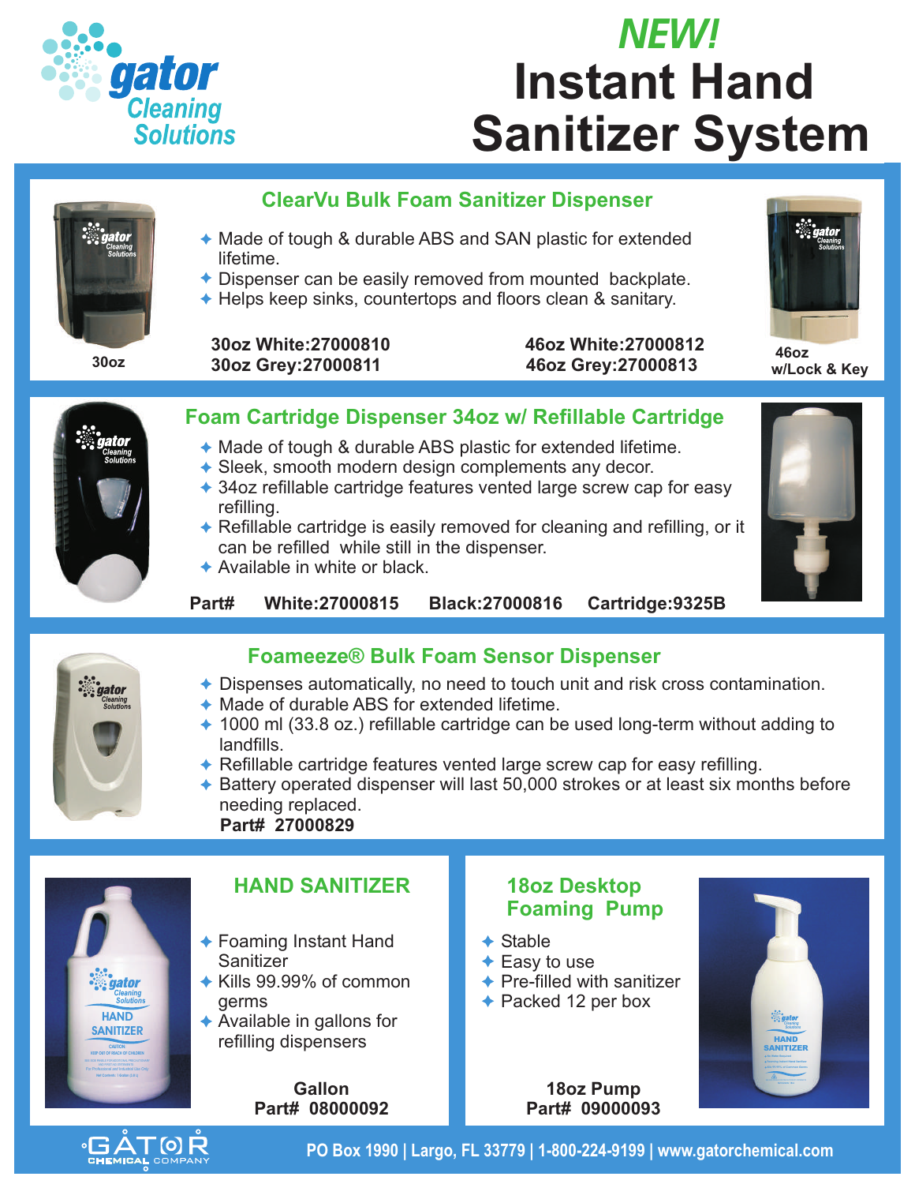gator Cleaning Solutions

# NEW! Instant Hand Sanitizer System

## ClearVu Bulk Foam Sanitizer Dispenser

30oz

- Made of tough & durable ABS and SAN plastic for extended lifetime.
- Dispenser can be easily removed from mounted backplate.
- Helps keep sinks, countertops and floors clean & sanitary.

**30oz White:27000810**
**30oz Grey:27000811**

**46oz White:27000812**
**46oz Grey:27000813**

46oz w/Lock & Key

## Foam Cartridge Dispenser 34oz w/ Refillable Cartridge

- Made of tough & durable ABS plastic for extended lifetime.
- Sleek, smooth modern design complements any decor.
- 34oz refillable cartridge features vented large screw cap for easy refilling.
- Refillable cartridge is easily removed for cleaning and refilling, or it can be refilled while still in the dispenser.
- Available in white or black.

**Part# White:27000815 Black:27000816 Cartridge:9325B**

## Foameeze® Bulk Foam Sensor Dispenser

- Dispenses automatically, no need to touch unit and risk cross contamination.
- Made of durable ABS for extended lifetime.
- 1000 ml (33.8 oz.) refillable cartridge can be used long-term without adding to landfills.
- Refillable cartridge features vented large screw cap for easy refilling.
- Battery operated dispenser will last 50,000 strokes or at least six months before needing replaced.

**Part# 27000829**

## HAND SANITIZER

- Foaming Instant Hand Sanitizer
- Kills 99.99% of common germs
- Available in gallons for refilling dispensers

**Gallon**
**Part# 08000092**

## 18oz Desktop Foaming Pump

- Stable
- Easy to use
- Pre-filled with sanitizer
- Packed 12 per box

**18oz Pump**
**Part# 09000093**

GATOR CHEMICAL COMPANY

PO Box 1990 | Largo, FL 33779 | 1-800-224-9199 | www.gatorchemical.com